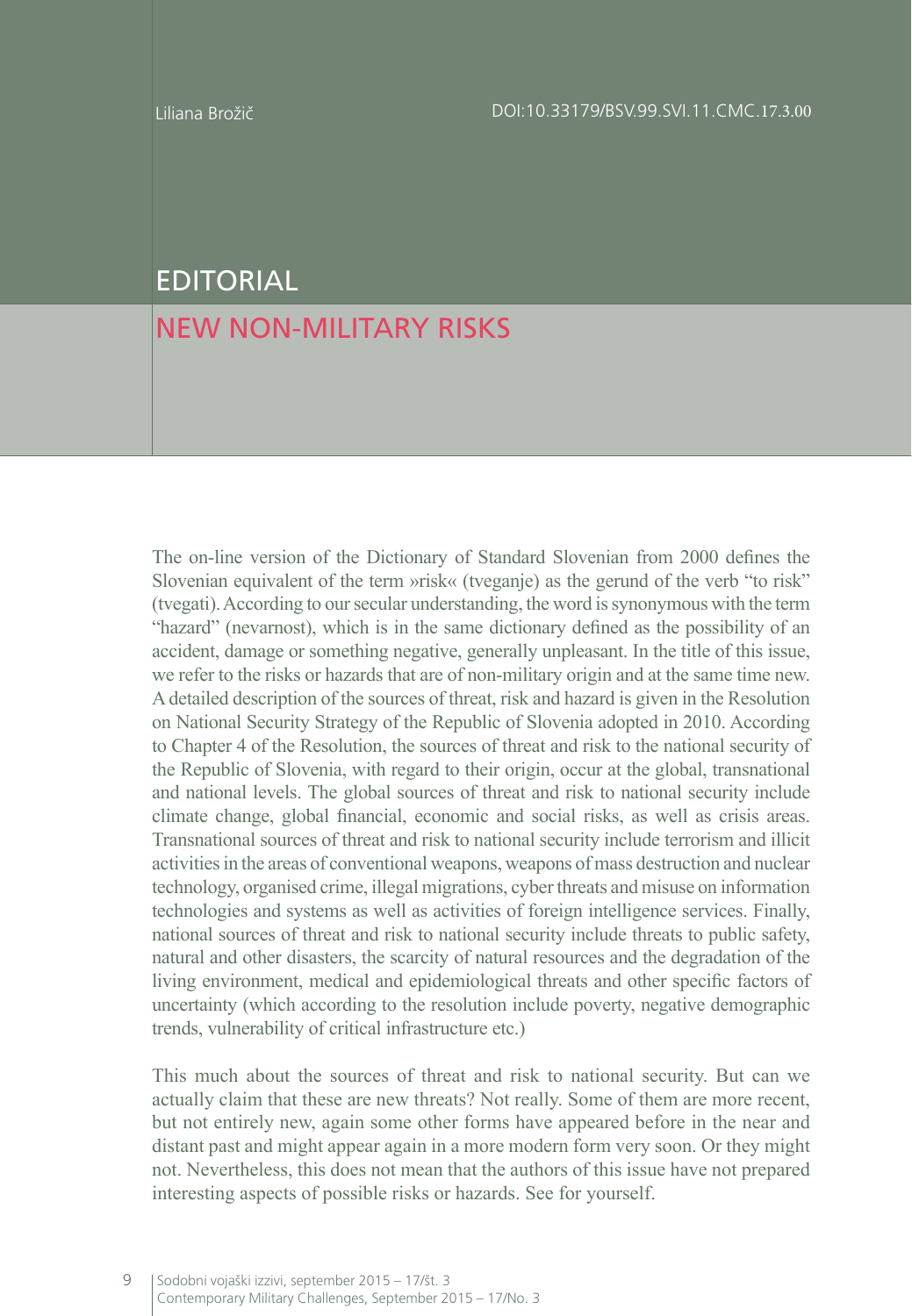Liliana Brožič

DOI:10.33179/BSV.99.SVI.11.CMC.17.3.00

# EDITORIAL

## NEW NON-MILITARY RISKS

The on-line version of the Dictionary of Standard Slovenian from 2000 defines the Slovenian equivalent of the term »risk« (tveganje) as the gerund of the verb "to risk" (tvegati). According to our secular understanding, the word is synonymous with the term "hazard" (nevarnost), which is in the same dictionary defined as the possibility of an accident, damage or something negative, generally unpleasant. In the title of this issue, we refer to the risks or hazards that are of non-military origin and at the same time new. A detailed description of the sources of threat, risk and hazard is given in the Resolution on National Security Strategy of the Republic of Slovenia adopted in 2010. According to Chapter 4 of the Resolution, the sources of threat and risk to the national security of the Republic of Slovenia, with regard to their origin, occur at the global, transnational and national levels. The global sources of threat and risk to national security include climate change, global financial, economic and social risks, as well as crisis areas. Transnational sources of threat and risk to national security include terrorism and illicit activities in the areas of conventional weapons, weapons of mass destruction and nuclear technology, organised crime, illegal migrations, cyber threats and misuse on information technologies and systems as well as activities of foreign intelligence services. Finally, national sources of threat and risk to national security include threats to public safety, natural and other disasters, the scarcity of natural resources and the degradation of the living environment, medical and epidemiological threats and other specific factors of uncertainty (which according to the resolution include poverty, negative demographic trends, vulnerability of critical infrastructure etc.)

This much about the sources of threat and risk to national security. But can we actually claim that these are new threats? Not really. Some of them are more recent, but not entirely new, again some other forms have appeared before in the near and distant past and might appear again in a more modern form very soon. Or they might not. Nevertheless, this does not mean that the authors of this issue have not prepared interesting aspects of possible risks or hazards. See for yourself.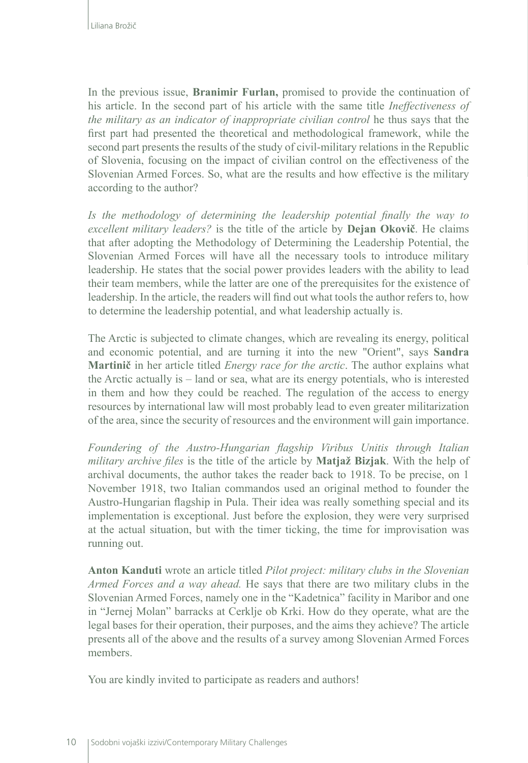In the previous issue, **Branimir Furlan,** promised to provide the continuation of his article. In the second part of his article with the same title *Ineffectiveness of the military as an indicator of inappropriate civilian control* he thus says that the first part had presented the theoretical and methodological framework, while the second part presents the results of the study of civil-military relations in the Republic of Slovenia, focusing on the impact of civilian control on the effectiveness of the Slovenian Armed Forces. So, what are the results and how effective is the military according to the author?

*Is the methodology of determining the leadership potential finally the way to excellent military leaders?* is the title of the article by **Dejan Okovič**. He claims that after adopting the Methodology of Determining the Leadership Potential, the Slovenian Armed Forces will have all the necessary tools to introduce military leadership. He states that the social power provides leaders with the ability to lead their team members, while the latter are one of the prerequisites for the existence of leadership. In the article, the readers will find out what tools the author refers to, how to determine the leadership potential, and what leadership actually is.

The Arctic is subjected to climate changes, which are revealing its energy, political and economic potential, and are turning it into the new "Orient", says **Sandra Martinič** in her article titled *Energy race for the arctic*. The author explains what the Arctic actually is – land or sea, what are its energy potentials, who is interested in them and how they could be reached. The regulation of the access to energy resources by international law will most probably lead to even greater militarization of the area, since the security of resources and the environment will gain importance.

*Foundering of the Austro-Hungarian flagship Viribus Unitis through Italian military archive files* is the title of the article by **Matjaž Bizjak**. With the help of archival documents, the author takes the reader back to 1918. To be precise, on 1 November 1918, two Italian commandos used an original method to founder the Austro-Hungarian flagship in Pula. Their idea was really something special and its implementation is exceptional. Just before the explosion, they were very surprised at the actual situation, but with the timer ticking, the time for improvisation was running out.

**Anton Kanduti** wrote an article titled *Pilot project: military clubs in the Slovenian Armed Forces and a way ahead.* He says that there are two military clubs in the Slovenian Armed Forces, namely one in the "Kadetnica" facility in Maribor and one in "Jernej Molan" barracks at Cerklje ob Krki. How do they operate, what are the legal bases for their operation, their purposes, and the aims they achieve? The article presents all of the above and the results of a survey among Slovenian Armed Forces members.

You are kindly invited to participate as readers and authors!